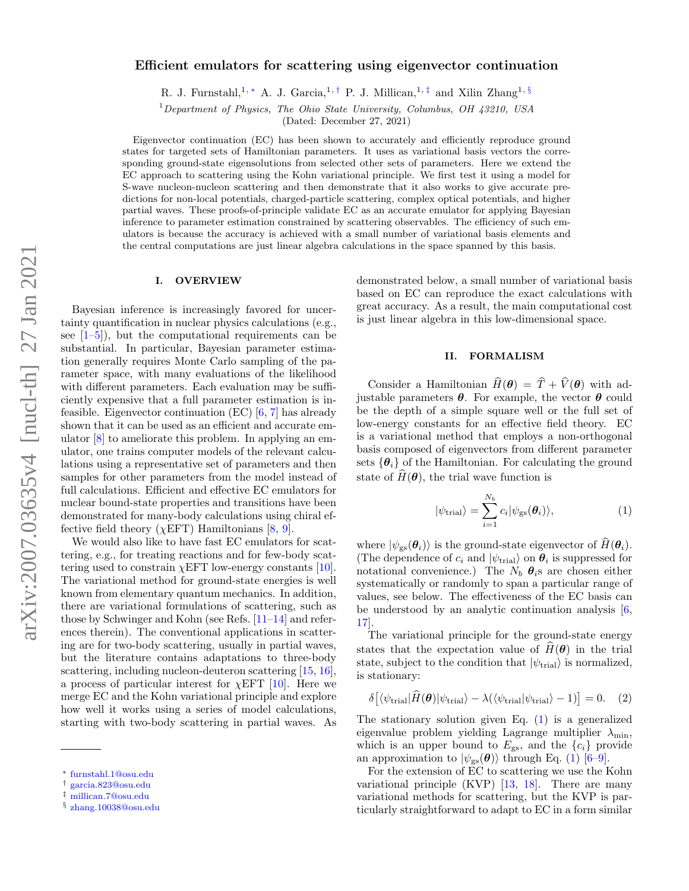# Efficient emulators for scattering using eigenvector continuation

R. J. Furnstahl,[1,*] A. J. Garcia,[1,†] P. J. Millican,[1,‡] and Xilin Zhang[1,§]

[1] *Department of Physics, The Ohio State University, Columbus, OH 43210, USA*

(Dated: December 27, 2021)

Eigenvector continuation (EC) has been shown to accurately and efficiently reproduce ground states for targeted sets of Hamiltonian parameters. It uses as variational basis vectors the corresponding ground-state eigensolutions from selected other sets of parameters. Here we extend the EC approach to scattering using the Kohn variational principle. We first test it using a model for S-wave nucleon-nucleon scattering and then demonstrate that it also works to give accurate predictions for non-local potentials, charged-particle scattering, complex optical potentials, and higher partial waves. These proofs-of-principle validate EC as an accurate emulator for applying Bayesian inference to parameter estimation constrained by scattering observables. The efficiency of such emulators is because the accuracy is achieved with a small number of variational basis elements and the central computations are just linear algebra calculations in the space spanned by this basis.

## I. OVERVIEW

Bayesian inference is increasingly favored for uncertainty quantification in nuclear physics calculations (e.g., see [1–5]), but the computational requirements can be substantial. In particular, Bayesian parameter estimation generally requires Monte Carlo sampling of the parameter space, with many evaluations of the likelihood with different parameters. Each evaluation may be sufficiently expensive that a full parameter estimation is infeasible. Eigenvector continuation (EC) [6, 7] has already shown that it can be used as an efficient and accurate emulator [8] to ameliorate this problem. In applying an emulator, one trains computer models of the relevant calculations using a representative set of parameters and then samples for other parameters from the model instead of full calculations. Efficient and effective EC emulators for nuclear bound-state properties and transitions have been demonstrated for many-body calculations using chiral effective field theory ($\chi$EFT) Hamiltonians [8, 9].

We would also like to have fast EC emulators for scattering, e.g., for treating reactions and for few-body scattering used to constrain $\chi$EFT low-energy constants [10]. The variational method for ground-state energies is well known from elementary quantum mechanics. In addition, there are variational formulations of scattering, such as those by Schwinger and Kohn (see Refs. [11–14] and references therein). The conventional applications in scattering are for two-body scattering, usually in partial waves, but the literature contains adaptations to three-body scattering, including nucleon-deuteron scattering [15, 16], a process of particular interest for $\chi$EFT [10]. Here we merge EC and the Kohn variational principle and explore how well it works using a series of model calculations, starting with two-body scattering in partial waves. As demonstrated below, a small number of variational basis based on EC can reproduce the exact calculations with great accuracy. As a result, the main computational cost is just linear algebra in this low-dimensional space.

## II. FORMALISM

Consider a Hamiltonian $\widehat{H}(\boldsymbol{\theta}) = \widehat{T} + \widehat{V}(\boldsymbol{\theta})$ with adjustable parameters $\boldsymbol{\theta}$. For example, the vector $\boldsymbol{\theta}$ could be the depth of a simple square well or the full set of low-energy constants for an effective field theory. EC is a variational method that employs a non-orthogonal basis composed of eigenvectors from different parameter sets $\{\boldsymbol{\theta}_i\}$ of the Hamiltonian. For calculating the ground state of $\widehat{H}(\boldsymbol{\theta})$, the trial wave function is

$$
|\psi_{\rm trial}\rangle = \sum_{i=1}^{N_b} c_i |\psi_{\rm gs}(\boldsymbol{\theta}_i)\rangle, \tag{1}
$$

where $|\psi_{\rm gs}(\boldsymbol{\theta}_i)\rangle$ is the ground-state eigenvector of $\widehat{H}(\boldsymbol{\theta}_i)$. (The dependence of $c_i$ and $|\psi_{\rm trial}\rangle$ on $\boldsymbol{\theta}_i$ is suppressed for notational convenience.) The $N_b$ $\boldsymbol{\theta}_i$s are chosen either systematically or randomly to span a particular range of values, see below. The effectiveness of the EC basis can be understood by an analytic continuation analysis [6, 17].

The variational principle for the ground-state energy states that the expectation value of $\widehat{H}(\boldsymbol{\theta})$ in the trial state, subject to the condition that $|\psi_{\rm trial}\rangle$ is normalized, is stationary:

$$
\delta\big[\langle\psi_{\rm trial}|\widehat{H}(\boldsymbol{\theta})|\psi_{\rm trial}\rangle - \lambda(\langle\psi_{\rm trial}|\psi_{\rm trial}\rangle - 1)\big] = 0. \tag{2}
$$

The stationary solution given Eq. (1) is a generalized eigenvalue problem yielding Lagrange multiplier $\lambda_{\rm min}$, which is an upper bound to $E_{\rm gs}$, and the $\{c_i\}$ provide an approximation to $|\psi_{\rm gs}(\boldsymbol{\theta})\rangle$ through Eq. (1) [6–9].

For the extension of EC to scattering we use the Kohn variational principle (KVP) [13, 18]. There are many variational methods for scattering, but the KVP is particularly straightforward to adapt to EC in a form similar

---

[*] furnstahl.1@osu.edu
[†] garcia.823@osu.edu
[‡] millican.7@osu.edu
[§] zhang.10038@osu.edu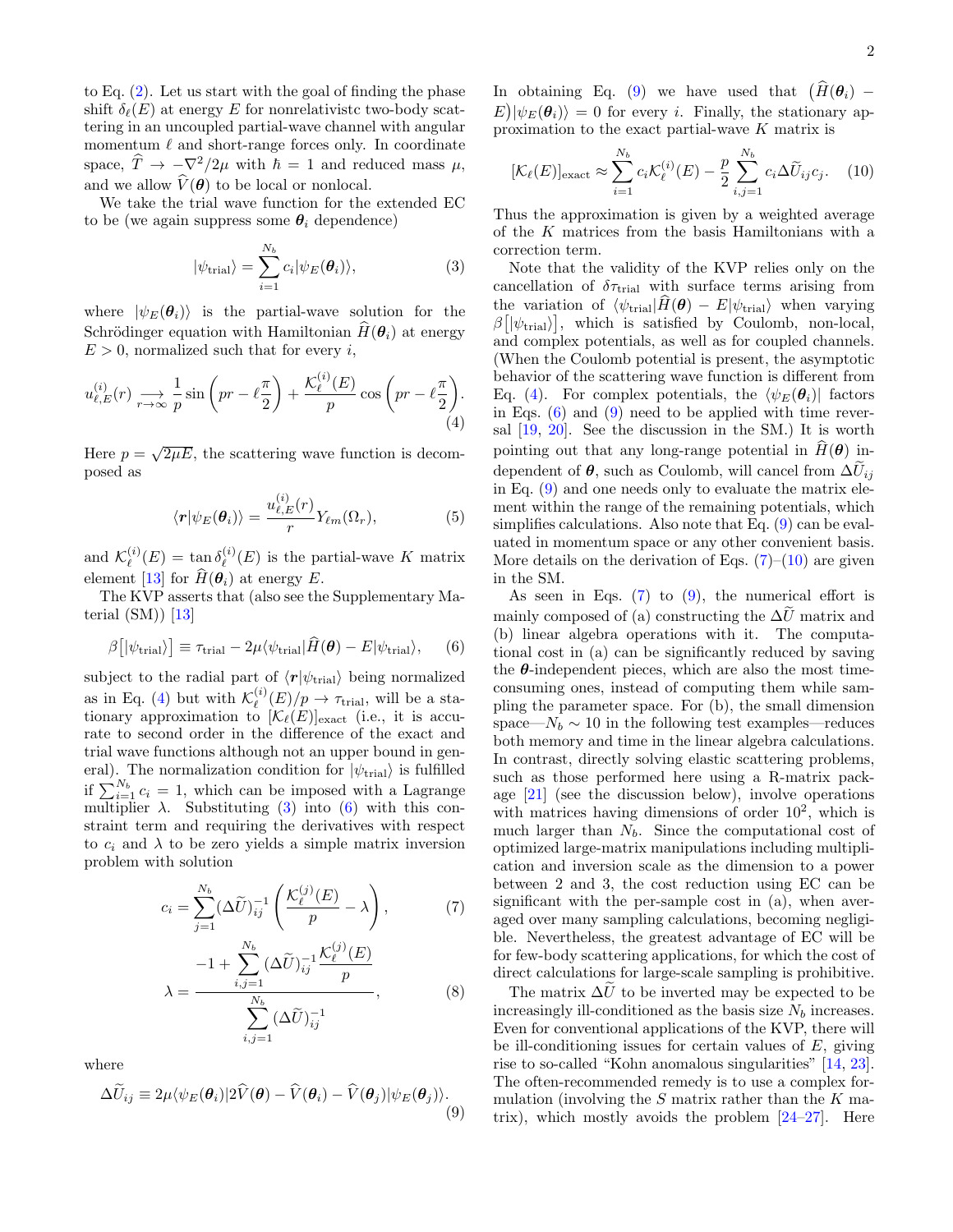to Eq. (2). Let us start with the goal of finding the phase shift $\delta_\ell(E)$ at energy $E$ for nonrelativistc two-body scattering in an uncoupled partial-wave channel with angular momentum $\ell$ and short-range forces only. In coordinate space, $\widehat{T} \to -\nabla^2/2\mu$ with $\hbar = 1$ and reduced mass $\mu$, and we allow $\widehat{V}(\boldsymbol{\theta})$ to be local or nonlocal.

We take the trial wave function for the extended EC to be (we again suppress some $\boldsymbol{\theta}_i$ dependence)

$$|\psi_{\text{trial}}\rangle = \sum_{i=1}^{N_b} c_i |\psi_E(\boldsymbol{\theta}_i)\rangle, \tag{3}$$

where $|\psi_E(\boldsymbol{\theta}_i)\rangle$ is the partial-wave solution for the Schrödinger equation with Hamiltonian $\widehat{H}(\boldsymbol{\theta}_i)$ at energy $E > 0$, normalized such that for every $i$,

$$u_{\ell,E}^{(i)}(r) \underset{r\to\infty}{\longrightarrow} \frac{1}{p}\sin\left(pr - \ell\frac{\pi}{2}\right) + \frac{\mathcal{K}_\ell^{(i)}(E)}{p}\cos\left(pr - \ell\frac{\pi}{2}\right). \tag{4}$$

Here $p = \sqrt{2\mu E}$, the scattering wave function is decomposed as

$$\langle \boldsymbol{r}|\psi_E(\boldsymbol{\theta}_i)\rangle = \frac{u_{\ell,E}^{(i)}(r)}{r} Y_{\ell m}(\Omega_r), \tag{5}$$

and $\mathcal{K}_\ell^{(i)}(E) = \tan\delta_\ell^{(i)}(E)$ is the partial-wave $K$ matrix element [13] for $\widehat{H}(\boldsymbol{\theta}_i)$ at energy $E$.

The KVP asserts that (also see the Supplementary Material (SM)) [13]

$$\beta\big[|\psi_{\text{trial}}\rangle\big] \equiv \tau_{\text{trial}} - 2\mu\langle\psi_{\text{trial}}|\widehat{H}(\boldsymbol{\theta}) - E|\psi_{\text{trial}}\rangle, \tag{6}$$

subject to the radial part of $\langle \boldsymbol{r}|\psi_{\text{trial}}\rangle$ being normalized as in Eq. (4) but with $\mathcal{K}_\ell^{(i)}(E)/p \to \tau_{\text{trial}}$, will be a stationary approximation to $[\mathcal{K}_\ell(E)]_{\text{exact}}$ (i.e., it is accurate to second order in the difference of the exact and trial wave functions although not an upper bound in general). The normalization condition for $|\psi_{\text{trial}}\rangle$ is fulfilled if $\sum_{i=1}^{N_b} c_i = 1$, which can be imposed with a Lagrange multiplier $\lambda$. Substituting (3) into (6) with this constraint term and requiring the derivatives with respect to $c_i$ and $\lambda$ to be zero yields a simple matrix inversion problem with solution

$$c_i = \sum_{j=1}^{N_b} (\Delta\widetilde{U})^{-1}_{ij}\left(\frac{\mathcal{K}_\ell^{(j)}(E)}{p} - \lambda\right), \tag{7}$$

$$\lambda = \frac{-1 + \displaystyle\sum_{i,j=1}^{N_b} (\Delta\widetilde{U})^{-1}_{ij}\frac{\mathcal{K}_\ell^{(j)}(E)}{p}}{\displaystyle\sum_{i,j=1}^{N_b} (\Delta\widetilde{U})^{-1}_{ij}}, \tag{8}$$

where

$$\Delta\widetilde{U}_{ij} \equiv 2\mu\langle\psi_E(\boldsymbol{\theta}_i)|2\widehat{V}(\boldsymbol{\theta}) - \widehat{V}(\boldsymbol{\theta}_i) - \widehat{V}(\boldsymbol{\theta}_j)|\psi_E(\boldsymbol{\theta}_j)\rangle. \tag{9}$$

In obtaining Eq. (9) we have used that $\big(\widehat{H}(\boldsymbol{\theta}_i) - E\big)|\psi_E(\boldsymbol{\theta}_i)\rangle = 0$ for every $i$. Finally, the stationary approximation to the exact partial-wave $K$ matrix is

$$[\mathcal{K}_\ell(E)]_{\text{exact}} \approx \sum_{i=1}^{N_b} c_i \mathcal{K}_\ell^{(i)}(E) - \frac{p}{2}\sum_{i,j=1}^{N_b} c_i \Delta\widetilde{U}_{ij} c_j. \tag{10}$$

Thus the approximation is given by a weighted average of the $K$ matrices from the basis Hamiltonians with a correction term.

Note that the validity of the KVP relies only on the cancellation of $\delta\tau_{\text{trial}}$ with surface terms arising from the variation of $\langle\psi_{\text{trial}}|\widehat{H}(\boldsymbol{\theta}) - E|\psi_{\text{trial}}\rangle$ when varying $\beta\big[|\psi_{\text{trial}}\rangle\big]$, which is satisfied by Coulomb, non-local, and complex potentials, as well as for coupled channels. (When the Coulomb potential is present, the asymptotic behavior of the scattering wave function is different from Eq. (4). For complex potentials, the $\langle\psi_E(\boldsymbol{\theta}_i)|$ factors in Eqs. (6) and (9) need to be applied with time reversal [19, 20]. See the discussion in the SM.) It is worth pointing out that any long-range potential in $\widehat{H}(\boldsymbol{\theta})$ independent of $\boldsymbol{\theta}$, such as Coulomb, will cancel from $\Delta\widetilde{U}_{ij}$ in Eq. (9) and one needs only to evaluate the matrix element within the range of the remaining potentials, which simplifies calculations. Also note that Eq. (9) can be evaluated in momentum space or any other convenient basis. More details on the derivation of Eqs. (7)–(10) are given in the SM.

As seen in Eqs. (7) to (9), the numerical effort is mainly composed of (a) constructing the $\Delta\widetilde{U}$ matrix and (b) linear algebra operations with it. The computational cost in (a) can be significantly reduced by saving the $\boldsymbol{\theta}$-independent pieces, which are also the most time-consuming ones, instead of computing them while sampling the parameter space. For (b), the small dimension space—$N_b \sim 10$ in the following test examples—reduces both memory and time in the linear algebra calculations. In contrast, directly solving elastic scattering problems, such as those performed here using a R-matrix package [21] (see the discussion below), involve operations with matrices having dimensions of order $10^2$, which is much larger than $N_b$. Since the computational cost of optimized large-matrix manipulations including multiplication and inversion scale as the dimension to a power between 2 and 3, the cost reduction using EC can be significant with the per-sample cost in (a), when averaged over many sampling calculations, becoming negligible. Nevertheless, the greatest advantage of EC will be for few-body scattering applications, for which the cost of direct calculations for large-scale sampling is prohibitive.

The matrix $\Delta\widetilde{U}$ to be inverted may be expected to be increasingly ill-conditioned as the basis size $N_b$ increases. Even for conventional applications of the KVP, there will be ill-conditioning issues for certain values of $E$, giving rise to so-called "Kohn anomalous singularities" [14, 23]. The often-recommended remedy is to use a complex formulation (involving the $S$ matrix rather than the $K$ matrix), which mostly avoids the problem [24–27]. Here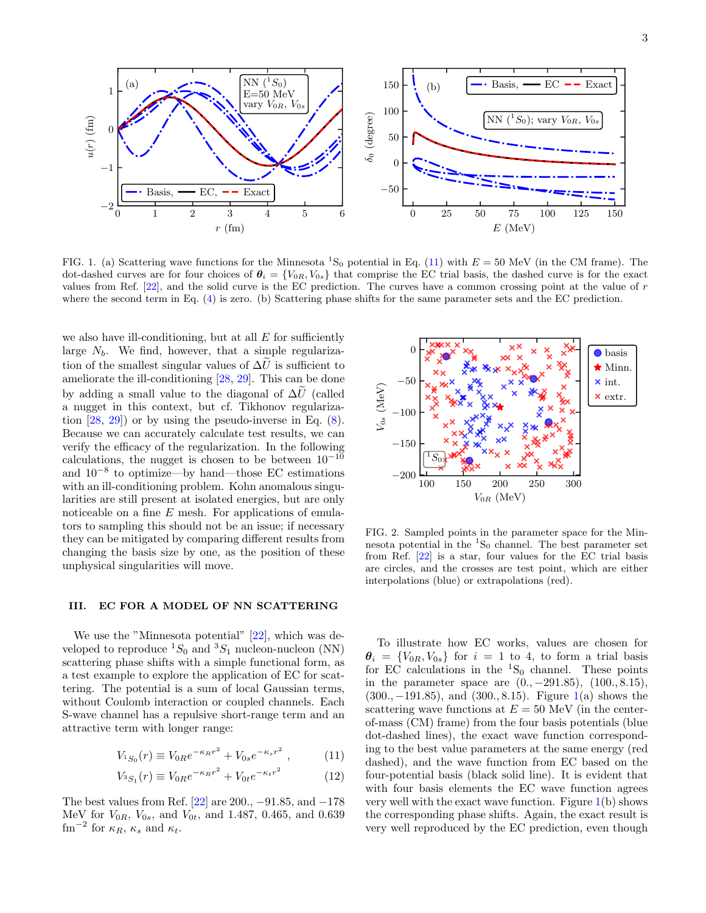FIG. 1. (a) Scattering wave functions for the Minnesota $^1$S$_0$ potential in Eq. (11) with $E = 50$ MeV (in the CM frame). The dot-dashed curves are for four choices of $\boldsymbol{\theta}_i = \{V_{0R}, V_{0s}\}$ that comprise the EC trial basis, the dashed curve is for the exact values from Ref. [22], and the solid curve is the EC prediction. The curves have a common crossing point at the value of $r$ where the second term in Eq. (4) is zero. (b) Scattering phase shifts for the same parameter sets and the EC prediction.

we also have ill-conditioning, but at all $E$ for sufficiently large $N_b$. We find, however, that a simple regularization of the smallest singular values of $\Delta\widetilde{U}$ is sufficient to ameliorate the ill-conditioning [28, 29]. This can be done by adding a small value to the diagonal of $\Delta\widetilde{U}$ (called a nugget in this context, but cf. Tikhonov regularization [28, 29]) or by using the pseudo-inverse in Eq. (8). Because we can accurately calculate test results, we can verify the efficacy of the regularization. In the following calculations, the nugget is chosen to be between $10^{-10}$ and $10^{-8}$ to optimize—by hand—those EC estimations with an ill-conditioning problem. Kohn anomalous singularities are still present at isolated energies, but are only noticeable on a fine $E$ mesh. For applications of emulators to sampling this should not be an issue; if necessary they can be mitigated by comparing different results from changing the basis size by one, as the position of these unphysical singularities will move.

## III. EC FOR A MODEL OF NN SCATTERING

We use the "Minnesota potential" [22], which was developed to reproduce $^1S_0$ and $^3S_1$ nucleon-nucleon (NN) scattering phase shifts with a simple functional form, as a test example to explore the application of EC for scattering. The potential is a sum of local Gaussian terms, without Coulomb interaction or coupled channels. Each S-wave channel has a repulsive short-range term and an attractive term with longer range:

$$V_{^1S_0}(r) \equiv V_{0R}e^{-\kappa_R r^2} + V_{0s}e^{-\kappa_s r^2} \,, \tag{11}$$

$$V_{^3S_1}(r) \equiv V_{0R}e^{-\kappa_R r^2} + V_{0t}e^{-\kappa_t r^2} \tag{12}$$

The best values from Ref. [22] are 200., −91.85, and −178 MeV for $V_{0R}$, $V_{0s}$, and $V_{0t}$, and 1.487, 0.465, and 0.639 fm$^{-2}$ for $\kappa_R$, $\kappa_s$ and $\kappa_t$.

FIG. 2. Sampled points in the parameter space for the Minnesota potential in the $^1$S$_0$ channel. The best parameter set from Ref. [22] is a star, four values for the EC trial basis are circles, and the crosses are test point, which are either interpolations (blue) or extrapolations (red).

To illustrate how EC works, values are chosen for $\boldsymbol{\theta}_i = \{V_{0R}, V_{0s}\}$ for $i = 1$ to 4, to form a trial basis for EC calculations in the $^1$S$_0$ channel. These points in the parameter space are (0., −291.85), (100., 8.15), (300., −191.85), and (300., 8.15). Figure 1(a) shows the scattering wave functions at $E = 50$ MeV (in the center-of-mass (CM) frame) from the four basis potentials (blue dot-dashed lines), the exact wave function corresponding to the best value parameters at the same energy (red dashed), and the wave function from EC based on the four-potential basis (black solid line). It is evident that with four basis elements the EC wave function agrees very well with the exact wave function. Figure 1(b) shows the corresponding phase shifts. Again, the exact result is very well reproduced by the EC prediction, even though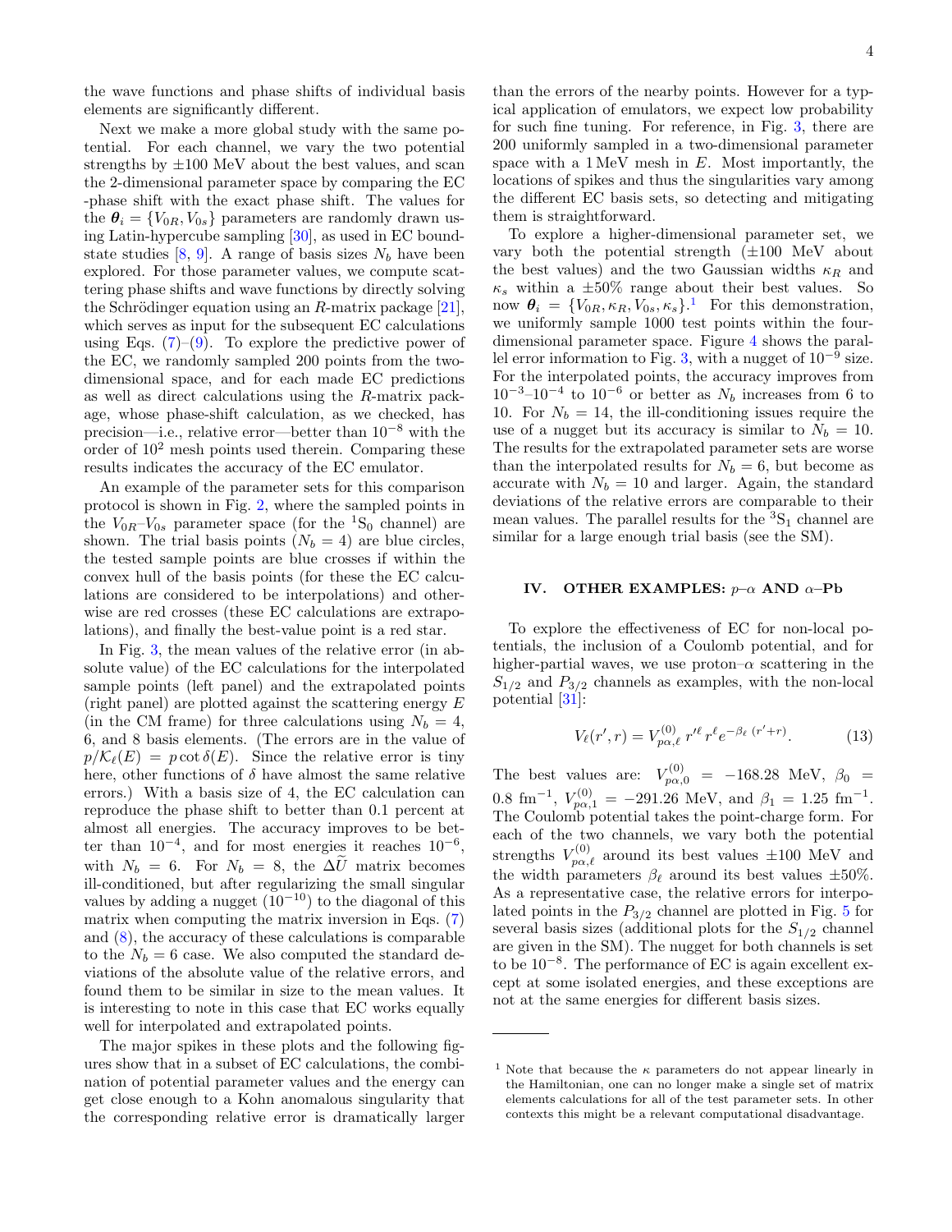the wave functions and phase shifts of individual basis elements are significantly different.

Next we make a more global study with the same potential. For each channel, we vary the two potential strengths by ±100 MeV about the best values, and scan the 2-dimensional parameter space by comparing the EC -phase shift with the exact phase shift. The values for the $\boldsymbol{\theta}_i = \{V_{0R}, V_{0s}\}$ parameters are randomly drawn using Latin-hypercube sampling [30], as used in EC bound-state studies [8, 9]. A range of basis sizes $N_b$ have been explored. For those parameter values, we compute scattering phase shifts and wave functions by directly solving the Schrödinger equation using an $R$-matrix package [21], which serves as input for the subsequent EC calculations using Eqs. (7)–(9). To explore the predictive power of the EC, we randomly sampled 200 points from the two-dimensional space, and for each made EC predictions as well as direct calculations using the $R$-matrix package, whose phase-shift calculation, as we checked, has precision—i.e., relative error—better than $10^{-8}$ with the order of $10^2$ mesh points used therein. Comparing these results indicates the accuracy of the EC emulator.

An example of the parameter sets for this comparison protocol is shown in Fig. 2, where the sampled points in the $V_{0R}$–$V_{0s}$ parameter space (for the $^1$S$_0$ channel) are shown. The trial basis points ($N_b = 4$) are blue circles, the tested sample points are blue crosses if within the convex hull of the basis points (for these the EC calculations are considered to be interpolations) and otherwise are red crosses (these EC calculations are extrapolations), and finally the best-value point is a red star.

In Fig. 3, the mean values of the relative error (in absolute value) of the EC calculations for the interpolated sample points (left panel) and the extrapolated points (right panel) are plotted against the scattering energy $E$ (in the CM frame) for three calculations using $N_b = 4$, 6, and 8 basis elements. (The errors are in the value of $p/\mathcal{K}_\ell(E) = p\cot\delta(E)$. Since the relative error is tiny here, other functions of $\delta$ have almost the same relative errors.) With a basis size of 4, the EC calculation can reproduce the phase shift to better than 0.1 percent at almost all energies. The accuracy improves to be better than $10^{-4}$, and for most energies it reaches $10^{-6}$, with $N_b = 6$. For $N_b = 8$, the $\Delta\widetilde{U}$ matrix becomes ill-conditioned, but after regularizing the small singular values by adding a nugget ($10^{-10}$) to the diagonal of this matrix when computing the matrix inversion in Eqs. (7) and (8), the accuracy of these calculations is comparable to the $N_b = 6$ case. We also computed the standard deviations of the absolute value of the relative errors, and found them to be similar in size to the mean values. It is interesting to note in this case that EC works equally well for interpolated and extrapolated points.

The major spikes in these plots and the following figures show that in a subset of EC calculations, the combination of potential parameter values and the energy can get close enough to a Kohn anomalous singularity that the corresponding relative error is dramatically larger than the errors of the nearby points. However for a typical application of emulators, we expect low probability for such fine tuning. For reference, in Fig. 3, there are 200 uniformly sampled in a two-dimensional parameter space with a 1 MeV mesh in $E$. Most importantly, the locations of spikes and thus the singularities vary among the different EC basis sets, so detecting and mitigating them is straightforward.

To explore a higher-dimensional parameter set, we vary both the potential strength (±100 MeV about the best values) and the two Gaussian widths $\kappa_R$ and $\kappa_s$ within a ±50% range about their best values. So now $\boldsymbol{\theta}_i = \{V_{0R}, \kappa_R, V_{0s}, \kappa_s\}$.[1] For this demonstration, we uniformly sample 1000 test points within the four-dimensional parameter space. Figure 4 shows the parallel error information to Fig. 3, with a nugget of $10^{-9}$ size. For the interpolated points, the accuracy improves from $10^{-3}$–$10^{-4}$ to $10^{-6}$ or better as $N_b$ increases from 6 to 10. For $N_b = 14$, the ill-conditioning issues require the use of a nugget but its accuracy is similar to $N_b = 10$. The results for the extrapolated parameter sets are worse than the interpolated results for $N_b = 6$, but become as accurate with $N_b = 10$ and larger. Again, the standard deviations of the relative errors are comparable to their mean values. The parallel results for the $^3$S$_1$ channel are similar for a large enough trial basis (see the SM).

## IV. OTHER EXAMPLES: $p$–$\alpha$ AND $\alpha$–Pb

To explore the effectiveness of EC for non-local potentials, the inclusion of a Coulomb potential, and for higher-partial waves, we use proton–$\alpha$ scattering in the $S_{1/2}$ and $P_{3/2}$ channels as examples, with the non-local potential [31]:

$$V_\ell(r', r) = V^{(0)}_{p\alpha,\ell}\, r'^\ell\, r^\ell e^{-\beta_\ell\,(r'+r)}. \tag{13}$$

The best values are: $V^{(0)}_{p\alpha,0} = -168.28$ MeV, $\beta_0 = 0.8$ fm$^{-1}$, $V^{(0)}_{p\alpha,1} = -291.26$ MeV, and $\beta_1 = 1.25$ fm$^{-1}$. The Coulomb potential takes the point-charge form. For each of the two channels, we vary both the potential strengths $V^{(0)}_{p\alpha,\ell}$ around its best values ±100 MeV and the width parameters $\beta_\ell$ around its best values ±50%. As a representative case, the relative errors for interpolated points in the $P_{3/2}$ channel are plotted in Fig. 5 for several basis sizes (additional plots for the $S_{1/2}$ channel are given in the SM). The nugget for both channels is set to be $10^{-8}$. The performance of EC is again excellent except at some isolated energies, and these exceptions are not at the same energies for different basis sizes.

---

[1] Note that because the $\kappa$ parameters do not appear linearly in the Hamiltonian, one can no longer make a single set of matrix elements calculations for all of the test parameter sets. In other contexts this might be a relevant computational disadvantage.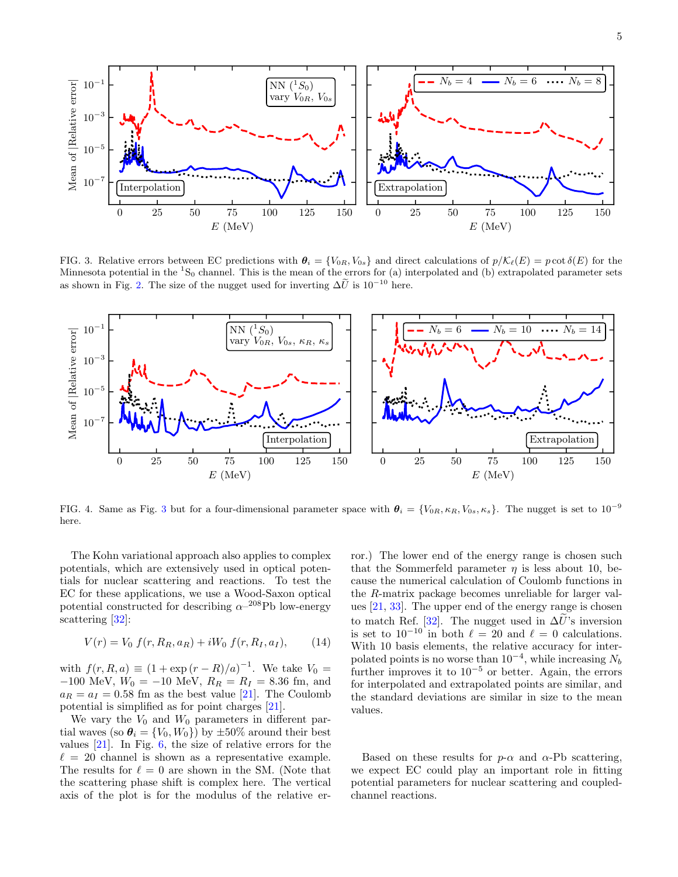FIG. 3. Relative errors between EC predictions with $\boldsymbol{\theta}_i = \{V_{0R}, V_{0s}\}$ and direct calculations of $p/\mathcal{K}_\ell(E) = p\cot\delta(E)$ for the Minnesota potential in the ${}^1$S$_0$ channel. This is the mean of the errors for (a) interpolated and (b) extrapolated parameter sets as shown in Fig. 2. The size of the nugget used for inverting $\Delta\widetilde{U}$ is $10^{-10}$ here.

FIG. 4. Same as Fig. 3 but for a four-dimensional parameter space with $\boldsymbol{\theta}_i = \{V_{0R}, \kappa_R, V_{0s}, \kappa_s\}$. The nugget is set to $10^{-9}$ here.

The Kohn variational approach also applies to complex potentials, which are extensively used in optical potentials for nuclear scattering and reactions. To test the EC for these applications, we use a Wood-Saxon optical potential constructed for describing $\alpha$–${}^{208}$Pb low-energy scattering [32]:

$$V(r) = V_0\, f(r, R_R, a_R) + iW_0\, f(r, R_I, a_I), \qquad (14)$$

with $f(r, R, a) \equiv (1 + \exp(r - R)/a)^{-1}$. We take $V_0 = -100$ MeV, $W_0 = -10$ MeV, $R_R = R_I = 8.36$ fm, and $a_R = a_I = 0.58$ fm as the best value [21]. The Coulomb potential is simplified as for point charges [21].

We vary the $V_0$ and $W_0$ parameters in different partial waves (so $\boldsymbol{\theta}_i = \{V_0, W_0\}$) by $\pm 50\%$ around their best values [21]. In Fig. 6, the size of relative errors for the $\ell = 20$ channel is shown as a representative example. The results for $\ell = 0$ are shown in the SM. (Note that the scattering phase shift is complex here. The vertical axis of the plot is for the modulus of the relative error.) The lower end of the energy range is chosen such that the Sommerfeld parameter $\eta$ is less about 10, because the numerical calculation of Coulomb functions in the $R$-matrix package becomes unreliable for larger values [21, 33]. The upper end of the energy range is chosen to match Ref. [32]. The nugget used in $\Delta\widetilde{U}$'s inversion is set to $10^{-10}$ in both $\ell = 20$ and $\ell = 0$ calculations. With 10 basis elements, the relative accuracy for interpolated points is no worse than $10^{-4}$, while increasing $N_b$ further improves it to $10^{-5}$ or better. Again, the errors for interpolated and extrapolated points are similar, and the standard deviations are similar in size to the mean values.

Based on these results for $p$-$\alpha$ and $\alpha$-Pb scattering, we expect EC could play an important role in fitting potential parameters for nuclear scattering and coupled-channel reactions.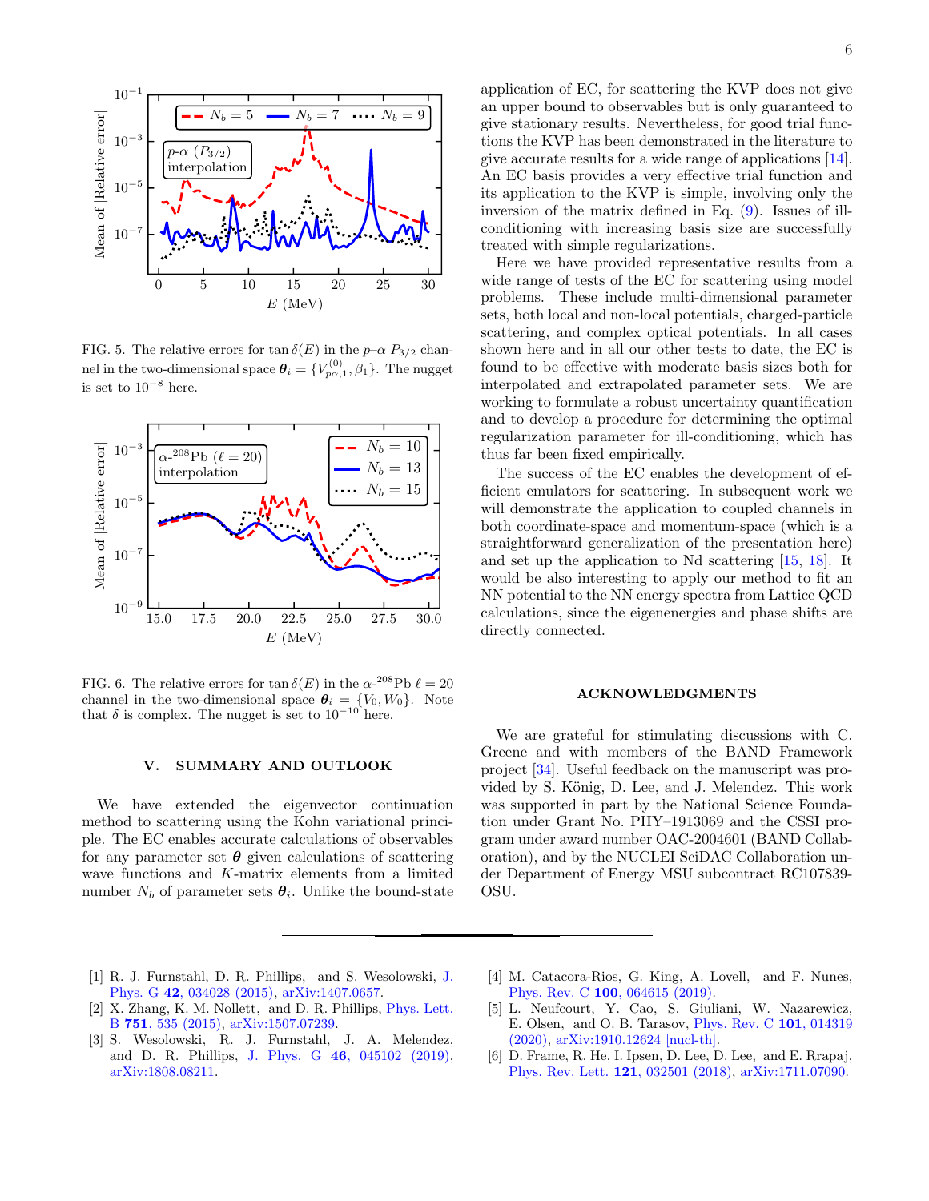FIG. 5. The relative errors for $\tan\delta(E)$ in the $p$–$\alpha$ $P_{3/2}$ channel in the two-dimensional space $\boldsymbol{\theta}_i = \{V^{(0)}_{p\alpha,1}, \beta_1\}$. The nugget is set to $10^{-8}$ here.

FIG. 6. The relative errors for $\tan\delta(E)$ in the $\alpha$-$^{208}$Pb $\ell = 20$ channel in the two-dimensional space $\boldsymbol{\theta}_i = \{V_0, W_0\}$. Note that $\delta$ is complex. The nugget is set to $10^{-10}$ here.

## V. SUMMARY AND OUTLOOK

We have extended the eigenvector continuation method to scattering using the Kohn variational principle. The EC enables accurate calculations of observables for any parameter set $\boldsymbol{\theta}$ given calculations of scattering wave functions and $K$-matrix elements from a limited number $N_b$ of parameter sets $\boldsymbol{\theta}_i$. Unlike the bound-state application of EC, for scattering the KVP does not give an upper bound to observables but is only guaranteed to give stationary results. Nevertheless, for good trial functions the KVP has been demonstrated in the literature to give accurate results for a wide range of applications [14]. An EC basis provides a very effective trial function and its application to the KVP is simple, involving only the inversion of the matrix defined in Eq. (9). Issues of ill-conditioning with increasing basis size are successfully treated with simple regularizations.

Here we have provided representative results from a wide range of tests of the EC for scattering using model problems. These include multi-dimensional parameter sets, both local and non-local potentials, charged-particle scattering, and complex optical potentials. In all cases shown here and in all our other tests to date, the EC is found to be effective with moderate basis sizes both for interpolated and extrapolated parameter sets. We are working to formulate a robust uncertainty quantification and to develop a procedure for determining the optimal regularization parameter for ill-conditioning, which has thus far been fixed empirically.

The success of the EC enables the development of efficient emulators for scattering. In subsequent work we will demonstrate the application to coupled channels in both coordinate-space and momentum-space (which is a straightforward generalization of the presentation here) and set up the application to Nd scattering [15, 18]. It would be also interesting to apply our method to fit an NN potential to the NN energy spectra from Lattice QCD calculations, since the eigenenergies and phase shifts are directly connected.

## ACKNOWLEDGMENTS

We are grateful for stimulating discussions with C. Greene and with members of the BAND Framework project [34]. Useful feedback on the manuscript was provided by S. König, D. Lee, and J. Melendez. This work was supported in part by the National Science Foundation under Grant No. PHY–1913069 and the CSSI program under award number OAC-2004601 (BAND Collaboration), and by the NUCLEI SciDAC Collaboration under Department of Energy MSU subcontract RC107839-OSU.

---

[1] R. J. Furnstahl, D. R. Phillips, and S. Wesolowski, J. Phys. G **42**, 034028 (2015), arXiv:1407.0657.

[2] X. Zhang, K. M. Nollett, and D. R. Phillips, Phys. Lett. B **751**, 535 (2015), arXiv:1507.07239.

[3] S. Wesolowski, R. J. Furnstahl, J. A. Melendez, and D. R. Phillips, J. Phys. G **46**, 045102 (2019), arXiv:1808.08211.

[4] M. Catacora-Rios, G. King, A. Lovell, and F. Nunes, Phys. Rev. C **100**, 064615 (2019).

[5] L. Neufcourt, Y. Cao, S. Giuliani, W. Nazarewicz, E. Olsen, and O. B. Tarasov, Phys. Rev. C **101**, 014319 (2020), arXiv:1910.12624 [nucl-th].

[6] D. Frame, R. He, I. Ipsen, D. Lee, D. Lee, and E. Rrapaj, Phys. Rev. Lett. **121**, 032501 (2018), arXiv:1711.07090.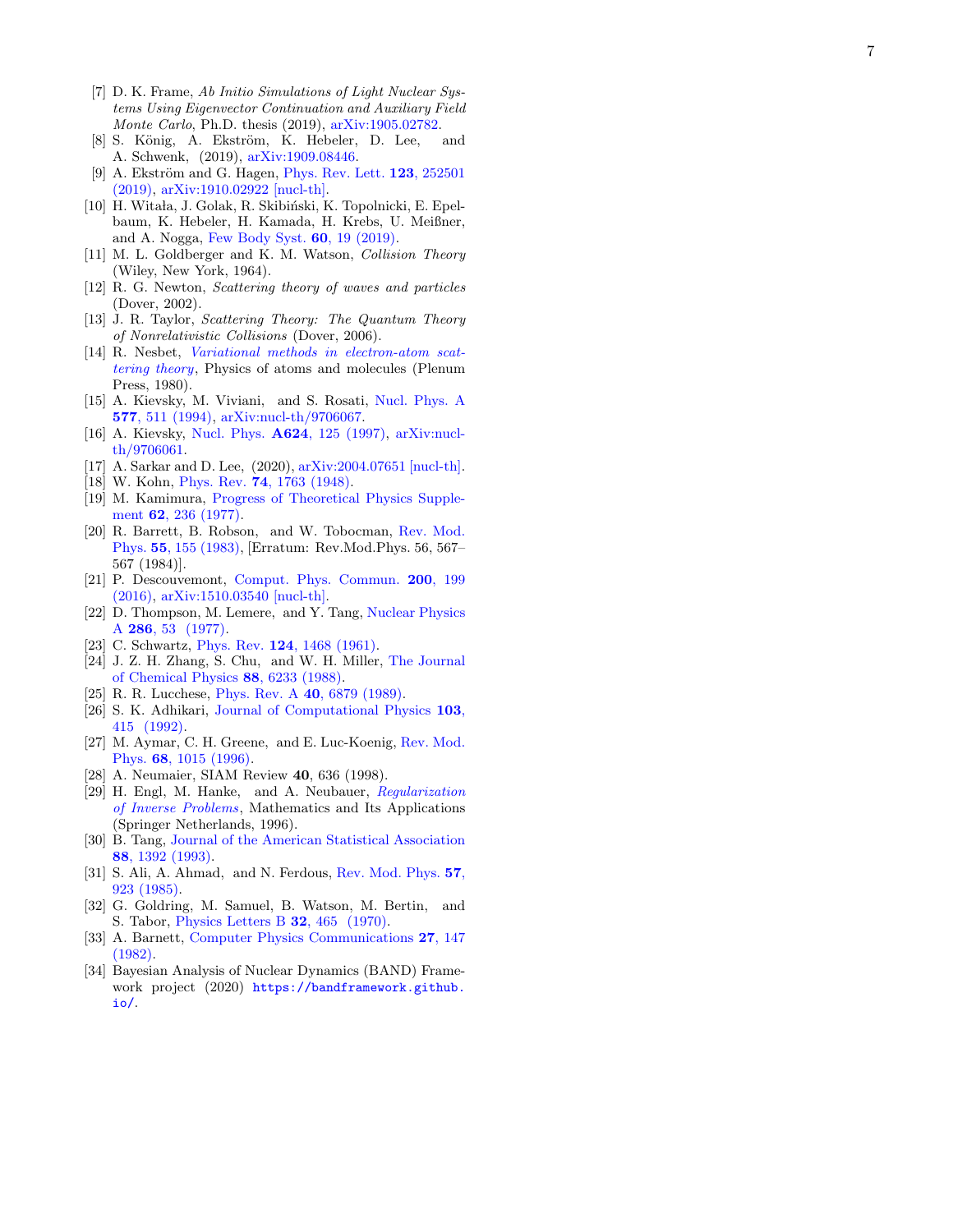[7] D. K. Frame, *Ab Initio Simulations of Light Nuclear Systems Using Eigenvector Continuation and Auxiliary Field Monte Carlo*, Ph.D. thesis (2019), arXiv:1905.02782.

[8] S. König, A. Ekström, K. Hebeler, D. Lee, and A. Schwenk, (2019), arXiv:1909.08446.

[9] A. Ekström and G. Hagen, Phys. Rev. Lett. **123**, 252501 (2019), arXiv:1910.02922 [nucl-th].

[10] H. Witała, J. Golak, R. Skibiński, K. Topolnicki, E. Epelbaum, K. Hebeler, H. Kamada, H. Krebs, U. Meißner, and A. Nogga, Few Body Syst. **60**, 19 (2019).

[11] M. L. Goldberger and K. M. Watson, *Collision Theory* (Wiley, New York, 1964).

[12] R. G. Newton, *Scattering theory of waves and particles* (Dover, 2002).

[13] J. R. Taylor, *Scattering Theory: The Quantum Theory of Nonrelativistic Collisions* (Dover, 2006).

[14] R. Nesbet, *Variational methods in electron-atom scattering theory*, Physics of atoms and molecules (Plenum Press, 1980).

[15] A. Kievsky, M. Viviani, and S. Rosati, Nucl. Phys. A **577**, 511 (1994), arXiv:nucl-th/9706067.

[16] A. Kievsky, Nucl. Phys. **A624**, 125 (1997), arXiv:nucl-th/9706061.

[17] A. Sarkar and D. Lee, (2020), arXiv:2004.07651 [nucl-th].

[18] W. Kohn, Phys. Rev. **74**, 1763 (1948).

[19] M. Kamimura, Progress of Theoretical Physics Supplement **62**, 236 (1977).

[20] R. Barrett, B. Robson, and W. Tobocman, Rev. Mod. Phys. **55**, 155 (1983), [Erratum: Rev.Mod.Phys. 56, 567–567 (1984)].

[21] P. Descouvemont, Comput. Phys. Commun. **200**, 199 (2016), arXiv:1510.03540 [nucl-th].

[22] D. Thompson, M. Lemere, and Y. Tang, Nuclear Physics A **286**, 53 (1977).

[23] C. Schwartz, Phys. Rev. **124**, 1468 (1961).

[24] J. Z. H. Zhang, S. Chu, and W. H. Miller, The Journal of Chemical Physics **88**, 6233 (1988).

[25] R. R. Lucchese, Phys. Rev. A **40**, 6879 (1989).

[26] S. K. Adhikari, Journal of Computational Physics **103**, 415 (1992).

[27] M. Aymar, C. H. Greene, and E. Luc-Koenig, Rev. Mod. Phys. **68**, 1015 (1996).

[28] A. Neumaier, SIAM Review **40**, 636 (1998).

[29] H. Engl, M. Hanke, and A. Neubauer, *Regularization of Inverse Problems*, Mathematics and Its Applications (Springer Netherlands, 1996).

[30] B. Tang, Journal of the American Statistical Association **88**, 1392 (1993).

[31] S. Ali, A. Ahmad, and N. Ferdous, Rev. Mod. Phys. **57**, 923 (1985).

[32] G. Goldring, M. Samuel, B. Watson, M. Bertin, and S. Tabor, Physics Letters B **32**, 465 (1970).

[33] A. Barnett, Computer Physics Communications **27**, 147 (1982).

[34] Bayesian Analysis of Nuclear Dynamics (BAND) Framework project (2020) `https://bandframework.github.io/`.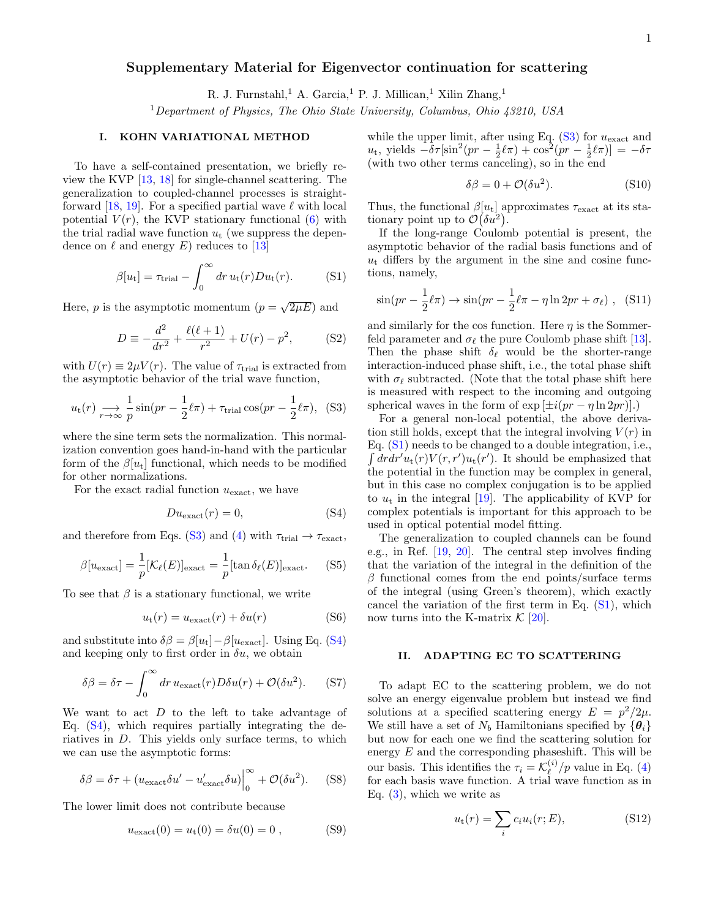# Supplementary Material for Eigenvector continuation for scattering

R. J. Furnstahl,[1] A. Garcia,[1] P. J. Millican,[1] Xilin Zhang,[1]

[1] *Department of Physics, The Ohio State University, Columbus, Ohio 43210, USA*

## I. KOHN VARIATIONAL METHOD

To have a self-contained presentation, we briefly review the KVP [13, 18] for single-channel scattering. The generalization to coupled-channel processes is straightforward [18, 19]. For a specified partial wave $\ell$ with local potential $V(r)$, the KVP stationary functional (6) with the trial radial wave function $u_t$ (we suppress the dependence on $\ell$ and energy $E$) reduces to [13]

$$\beta[u_t] = \tau_{\text{trial}} - \int_0^\infty dr\, u_t(r) D u_t(r). \tag{S1}$$

Here, $p$ is the asymptotic momentum ($p = \sqrt{2\mu E}$) and

$$D \equiv -\frac{d^2}{dr^2} + \frac{\ell(\ell+1)}{r^2} + U(r) - p^2, \tag{S2}$$

with $U(r) \equiv 2\mu V(r)$. The value of $\tau_{\text{trial}}$ is extracted from the asymptotic behavior of the trial wave function,

$$u_t(r) \underset{r\to\infty}{\longrightarrow} \frac{1}{p}\sin(pr - \frac{1}{2}\ell\pi) + \tau_{\text{trial}} \cos(pr - \frac{1}{2}\ell\pi), \tag{S3}$$

where the sine term sets the normalization. This normalization convention goes hand-in-hand with the particular form of the $\beta[u_t]$ functional, which needs to be modified for other normalizations.

For the exact radial function $u_{\text{exact}}$, we have

$$D u_{\text{exact}}(r) = 0, \tag{S4}$$

and therefore from Eqs. (S3) and (4) with $\tau_{\text{trial}} \to \tau_{\text{exact}}$,

$$\beta[u_{\text{exact}}] = \frac{1}{p}[\mathcal{K}_\ell(E)]_{\text{exact}} = \frac{1}{p}[\tan\delta_\ell(E)]_{\text{exact}}. \tag{S5}$$

To see that $\beta$ is a stationary functional, we write

$$u_t(r) = u_{\text{exact}}(r) + \delta u(r) \tag{S6}$$

and substitute into $\delta\beta = \beta[u_t] - \beta[u_{\text{exact}}]$. Using Eq. (S4) and keeping only to first order in $\delta u$, we obtain

$$\delta\beta = \delta\tau - \int_0^\infty dr\, u_{\text{exact}}(r) D \delta u(r) + \mathcal{O}(\delta u^2). \tag{S7}$$

We want to act $D$ to the left to take advantage of Eq. (S4), which requires partially integrating the deriatives in $D$. This yields only surface terms, to which we can use the asymptotic forms:

$$\delta\beta = \delta\tau + (u_{\text{exact}}\delta u' - u'_{\text{exact}}\delta u)\Big|_0^\infty + \mathcal{O}(\delta u^2). \tag{S8}$$

The lower limit does not contribute because

$$u_{\text{exact}}(0) = u_t(0) = \delta u(0) = 0\ , \tag{S9}$$

while the upper limit, after using Eq. (S3) for $u_{\text{exact}}$ and $u_t$, yields $-\delta\tau[\sin^2(pr - \frac{1}{2}\ell\pi) + \cos^2(pr - \frac{1}{2}\ell\pi)] = -\delta\tau$ (with two other terms canceling), so in the end

$$\delta\beta = 0 + \mathcal{O}(\delta u^2). \tag{S10}$$

Thus, the functional $\beta[u_t]$ approximates $\tau_{\text{exact}}$ at its stationary point up to $\mathcal{O}(\delta u^2)$.

If the long-range Coulomb potential is present, the asymptotic behavior of the radial basis functions and of $u_t$ differs by the argument in the sine and cosine functions, namely,

$$\sin(pr - \frac{1}{2}\ell\pi) \to \sin(pr - \frac{1}{2}\ell\pi - \eta\ln 2pr + \sigma_\ell)\ , \tag{S11}$$

and similarly for the cos function. Here $\eta$ is the Sommerfeld parameter and $\sigma_\ell$ the pure Coulomb phase shift [13]. Then the phase shift $\delta_\ell$ would be the shorter-range interaction-induced phase shift, i.e., the total phase shift with $\sigma_\ell$ subtracted. (Note that the total phase shift here is measured with respect to the incoming and outgoing spherical waves in the form of $\exp[\pm i(pr - \eta\ln 2pr)]$.)

For a general non-local potential, the above derivation still holds, except that the integral involving $V(r)$ in Eq. (S1) needs to be changed to a double integration, i.e., $\int dr dr' u_t(r) V(r, r') u_t(r')$. It should be emphasized that the potential in the function may be complex in general, but in this case no complex conjugation is to be applied to $u_t$ in the integral [19]. The applicability of KVP for complex potentials is important for this approach to be used in optical potential model fitting.

The generalization to coupled channels can be found e.g., in Ref. [19, 20]. The central step involves finding that the variation of the integral in the definition of the $\beta$ functional comes from the end points/surface terms of the integral (using Green's theorem), which exactly cancel the variation of the first term in Eq. (S1), which now turns into the K-matrix $\mathcal{K}$ [20].

## II. ADAPTING EC TO SCATTERING

To adapt EC to the scattering problem, we do not solve an energy eigenvalue problem but instead we find solutions at a specified scattering energy $E = p^2/2\mu$. We still have a set of $N_b$ Hamiltonians specified by $\{\boldsymbol{\theta}_i\}$ but now for each one we find the scattering solution for energy $E$ and the corresponding phaseshift. This will be our basis. This identifies the $\tau_i = \mathcal{K}_\ell^{(i)}/p$ value in Eq. (4) for each basis wave function. A trial wave function as in Eq. (3), which we write as

$$u_t(r) = \sum_i c_i u_i(r; E), \tag{S12}$$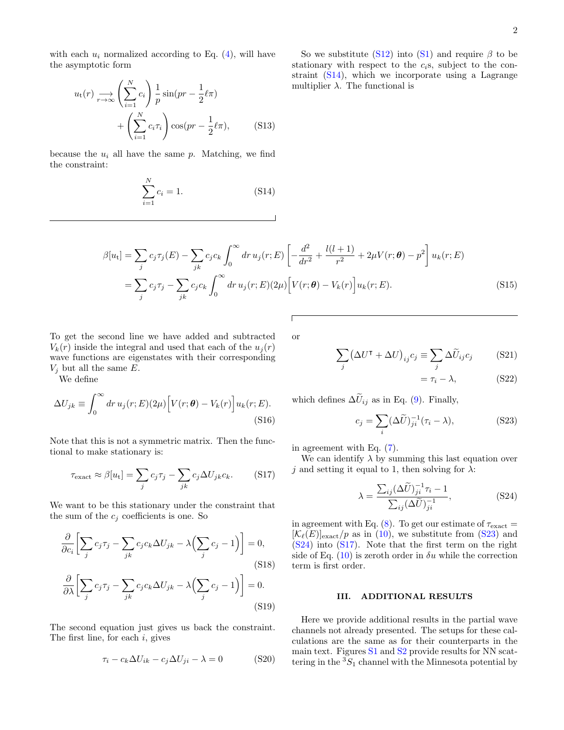with each $u_i$ normalized according to Eq. (4), will have the asymptotic form

$$u_{\rm t}(r) \underset{r\to\infty}{\longrightarrow} \left(\sum_{i=1}^{N} c_i\right) \frac{1}{p}\sin(pr - \frac{1}{2}\ell\pi) + \left(\sum_{i=1}^{N} c_i \tau_i\right) \cos(pr - \frac{1}{2}\ell\pi), \tag{S13}$$

because the $u_i$ all have the same $p$. Matching, we find the constraint:

$$\sum_{i=1}^{N} c_i = 1. \tag{S14}$$

So we substitute (S12) into (S1) and require $\beta$ to be stationary with respect to the $c_i$s, subject to the constraint (S14), which we incorporate using a Lagrange multiplier $\lambda$. The functional is

$$\begin{aligned}\beta[u_{\rm t}] &= \sum_j c_j \tau_j(E) - \sum_{jk} c_j c_k \int_0^\infty dr\, u_j(r;E)\left[-\frac{d^2}{dr^2} + \frac{l(l+1)}{r^2} + 2\mu V(r;\boldsymbol{\theta}) - p^2\right] u_k(r;E) \\ &= \sum_j c_j \tau_j - \sum_{jk} c_j c_k \int_0^\infty dr\, u_j(r;E)(2\mu)\Big[V(r;\boldsymbol{\theta}) - V_k(r)\Big] u_k(r;E).\end{aligned} \tag{S15}$$

To get the second line we have added and subtracted $V_k(r)$ inside the integral and used that each of the $u_j(r)$ wave functions are eigenstates with their corresponding $V_j$ but all the same $E$.

We define

$$\Delta U_{jk} \equiv \int_0^\infty dr\, u_j(r;E)(2\mu)\Big[V(r;\boldsymbol{\theta}) - V_k(r)\Big] u_k(r;E). \tag{S16}$$

Note that this is not a symmetric matrix. Then the functional to make stationary is:

$$\tau_{\rm exact} \approx \beta[u_{\rm t}] = \sum_j c_j \tau_j - \sum_{jk} c_j \Delta U_{jk} c_k. \tag{S17}$$

We want to be this stationary under the constraint that the sum of the $c_j$ coefficients is one. So

$$\frac{\partial}{\partial c_i}\left[\sum_j c_j\tau_j - \sum_{jk} c_j c_k \Delta U_{jk} - \lambda\Big(\sum_j c_j - 1\Big)\right] = 0, \tag{S18}$$

$$\frac{\partial}{\partial \lambda}\left[\sum_j c_j\tau_j - \sum_{jk} c_j c_k \Delta U_{jk} - \lambda\Big(\sum_j c_j - 1\Big)\right] = 0. \tag{S19}$$

The second equation just gives us back the constraint. The first line, for each $i$, gives

$$\tau_i - c_k \Delta U_{ik} - c_j \Delta U_{ji} - \lambda = 0 \tag{S20}$$

or

$$\sum_j \big(\Delta U^{\intercal} + \Delta U\big)_{ij} c_j \equiv \sum_j \Delta\widetilde{U}_{ij} c_j \tag{S21}$$

$$= \tau_i - \lambda, \tag{S22}$$

which defines $\Delta\widetilde{U}_{ij}$ as in Eq. (9). Finally,

$$c_j = \sum_i (\Delta\widetilde{U})^{-1}_{ji}(\tau_i - \lambda), \tag{S23}$$

in agreement with Eq. (7).

We can identify $\lambda$ by summing this last equation over $j$ and setting it equal to 1, then solving for $\lambda$:

$$\lambda = \frac{\sum_{ij}(\Delta\widetilde{U})^{-1}_{ji}\tau_i - 1}{\sum_{ij}(\Delta\widetilde{U})^{-1}_{ji}}, \tag{S24}$$

in agreement with Eq. (8). To get our estimate of $\tau_{\rm exact} = [\mathcal{K}_\ell(E)]_{\rm exact}/p$ as in (10), we substitute from (S23) and (S24) into (S17). Note that the first term on the right side of Eq. (10) is zeroth order in $\delta u$ while the correction term is first order.

## III. ADDITIONAL RESULTS

Here we provide additional results in the partial wave channels not already presented. The setups for these calculations are the same as for their counterparts in the main text. Figures S1 and S2 provide results for NN scattering in the $^3S_1$ channel with the Minnesota potential by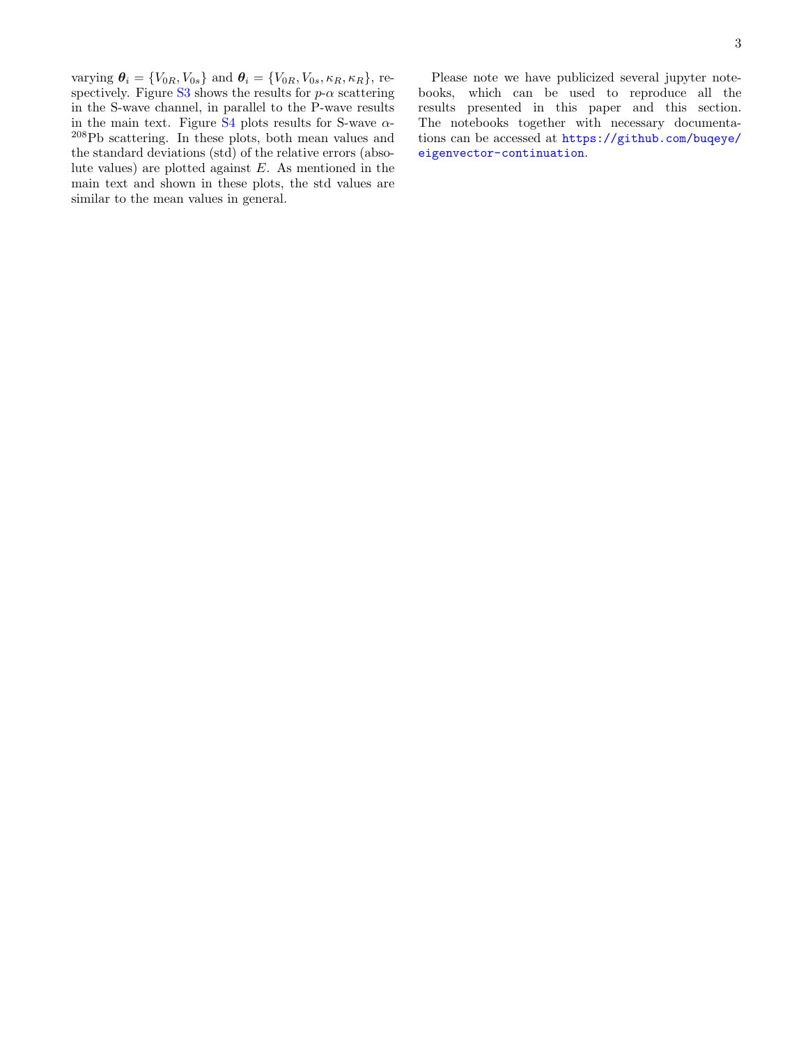varying $\boldsymbol{\theta}_i = \{V_{0R}, V_{0s}\}$ and $\boldsymbol{\theta}_i = \{V_{0R}, V_{0s}, \kappa_R, \kappa_R\}$, respectively. Figure S3 shows the results for $p$-$\alpha$ scattering in the S-wave channel, in parallel to the P-wave results in the main text. Figure S4 plots results for S-wave $\alpha$-$^{208}$Pb scattering. In these plots, both mean values and the standard deviations (std) of the relative errors (absolute values) are plotted against $E$. As mentioned in the main text and shown in these plots, the std values are similar to the mean values in general.

Please note we have publicized several jupyter notebooks, which can be used to reproduce all the results presented in this paper and this section. The notebooks together with necessary documentations can be accessed at https://github.com/buqeye/eigenvector-continuation.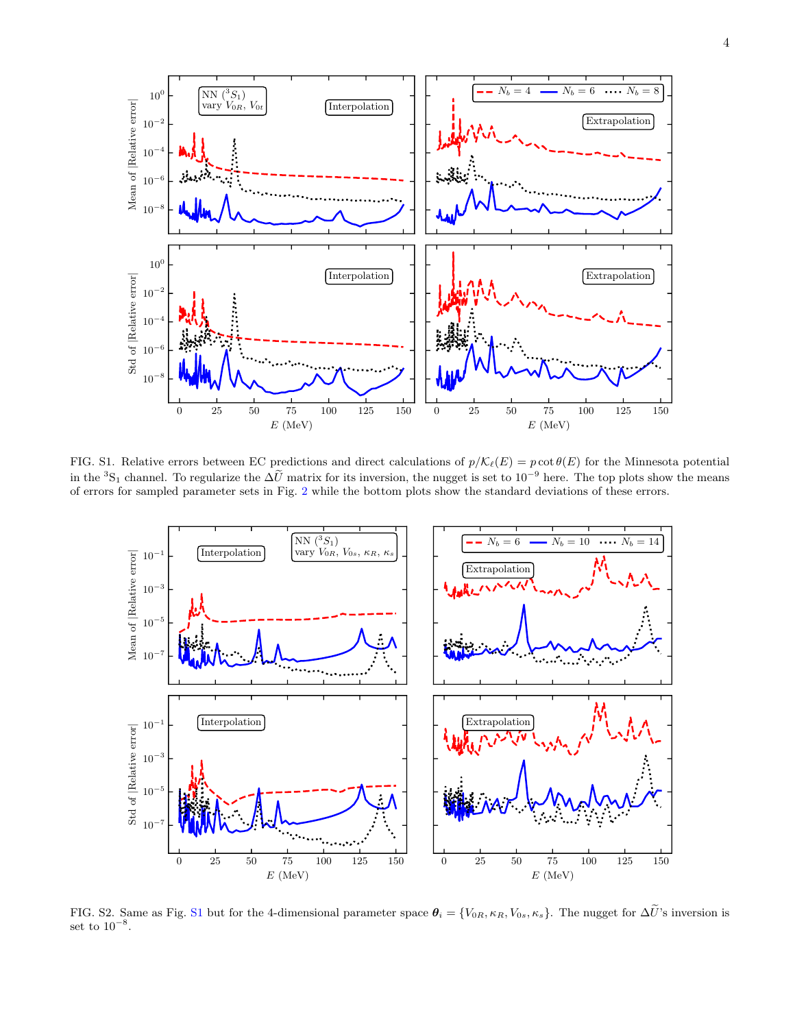FIG. S1. Relative errors between EC predictions and direct calculations of $p/\mathcal{K}_\ell(E) = p\cot\theta(E)$ for the Minnesota potential in the $^3$S$_1$ channel. To regularize the $\Delta\widetilde{U}$ matrix for its inversion, the nugget is set to $10^{-9}$ here. The top plots show the means of errors for sampled parameter sets in Fig. 2 while the bottom plots show the standard deviations of these errors.

FIG. S2. Same as Fig. S1 but for the 4-dimensional parameter space $\boldsymbol{\theta}_i = \{V_{0R}, \kappa_R, V_{0s}, \kappa_s\}$. The nugget for $\Delta\widetilde{U}$'s inversion is set to $10^{-8}$.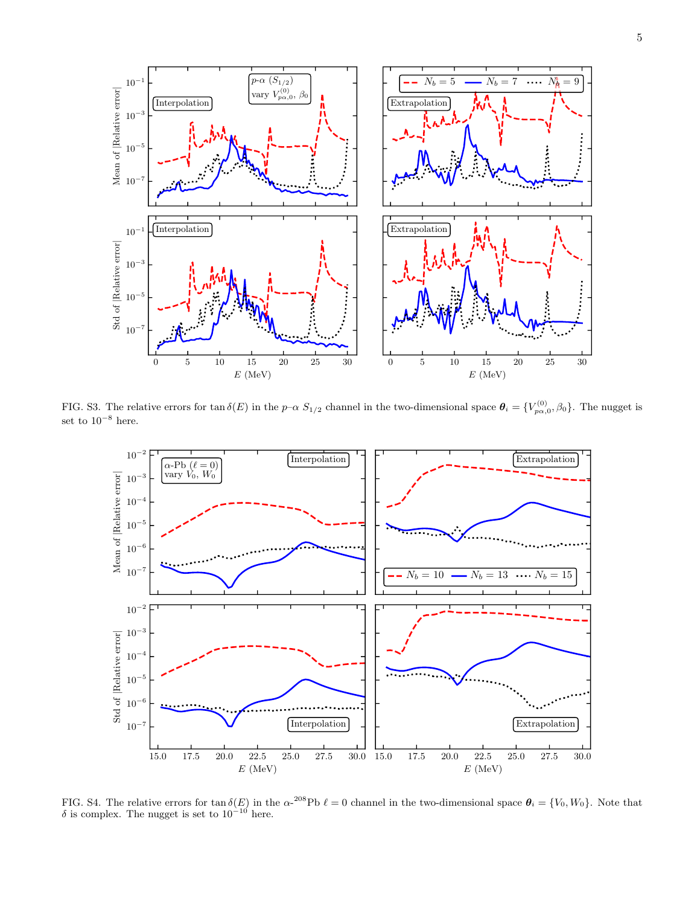Interpolation

$p$-$\alpha$ ($S_{1/2}$)
vary $V^{(0)}_{p\alpha,0}$, $\beta_0$

Extrapolation

$N_b = 5$ $N_b = 7$ $N_b = 9$

Mean of |Relative error|

Std of |Relative error|

$10^{-1}$ $10^{-3}$ $10^{-5}$ $10^{-7}$

0 5 10 15 20 25 30

$E$ (MeV)

FIG. S3. The relative errors for $\tan\delta(E)$ in the $p$–$\alpha$ $S_{1/2}$ channel in the two-dimensional space $\boldsymbol{\theta}_i = \{V^{(0)}_{p\alpha,0}, \beta_0\}$. The nugget is set to $10^{-8}$ here.

$\alpha$-Pb ($\ell = 0$)
vary $V_0$, $W_0$

Interpolation

Extrapolation

$N_b = 10$ $N_b = 13$ $N_b = 15$

Mean of |Relative error|

Std of |Relative error|

$10^{-2}$ $10^{-3}$ $10^{-4}$ $10^{-5}$ $10^{-6}$ $10^{-7}$

15.0 17.5 20.0 22.5 25.0 27.5 30.0

$E$ (MeV)

FIG. S4. The relative errors for $\tan\delta(E)$ in the $\alpha$-$^{208}$Pb $\ell = 0$ channel in the two-dimensional space $\boldsymbol{\theta}_i = \{V_0, W_0\}$. Note that $\delta$ is complex. The nugget is set to $10^{-10}$ here.